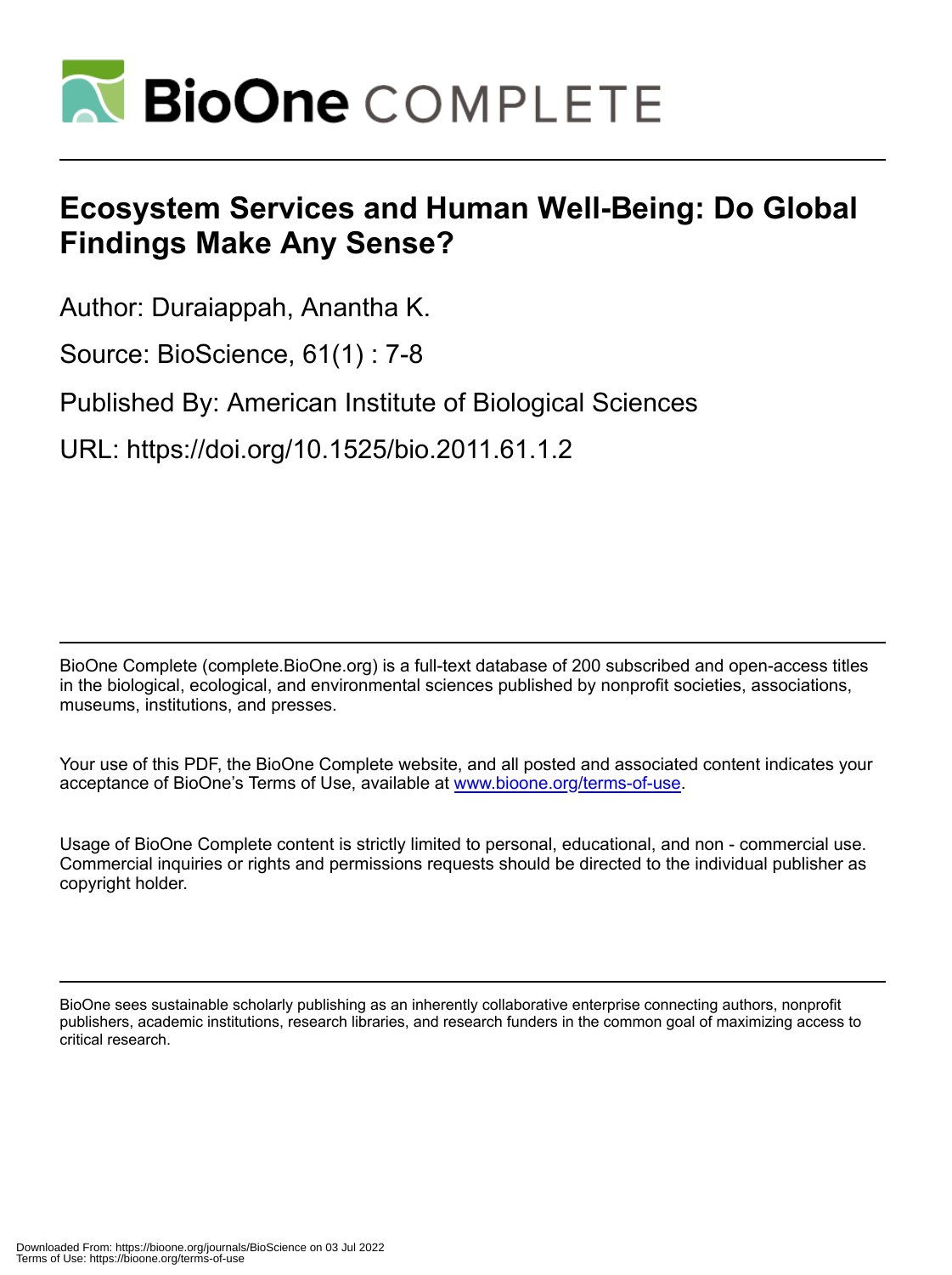# BioOne COMPLETE

## Ecosystem Services and Human Well-Being: Do Global Findings Make Any Sense?

Author: Duraiappah, Anantha K.

Source: BioScience, 61(1) : 7-8

Published By: American Institute of Biological Sciences

URL: https://doi.org/10.1525/bio.2011.61.1.2

---

BioOne Complete (complete.BioOne.org) is a full-text database of 200 subscribed and open-access titles in the biological, ecological, and environmental sciences published by nonprofit societies, associations, museums, institutions, and presses.

Your use of this PDF, the BioOne Complete website, and all posted and associated content indicates your acceptance of BioOne's Terms of Use, available at www.bioone.org/terms-of-use.

Usage of BioOne Complete content is strictly limited to personal, educational, and non - commercial use. Commercial inquiries or rights and permissions requests should be directed to the individual publisher as copyright holder.

---

BioOne sees sustainable scholarly publishing as an inherently collaborative enterprise connecting authors, nonprofit publishers, academic institutions, research libraries, and research funders in the common goal of maximizing access to critical research.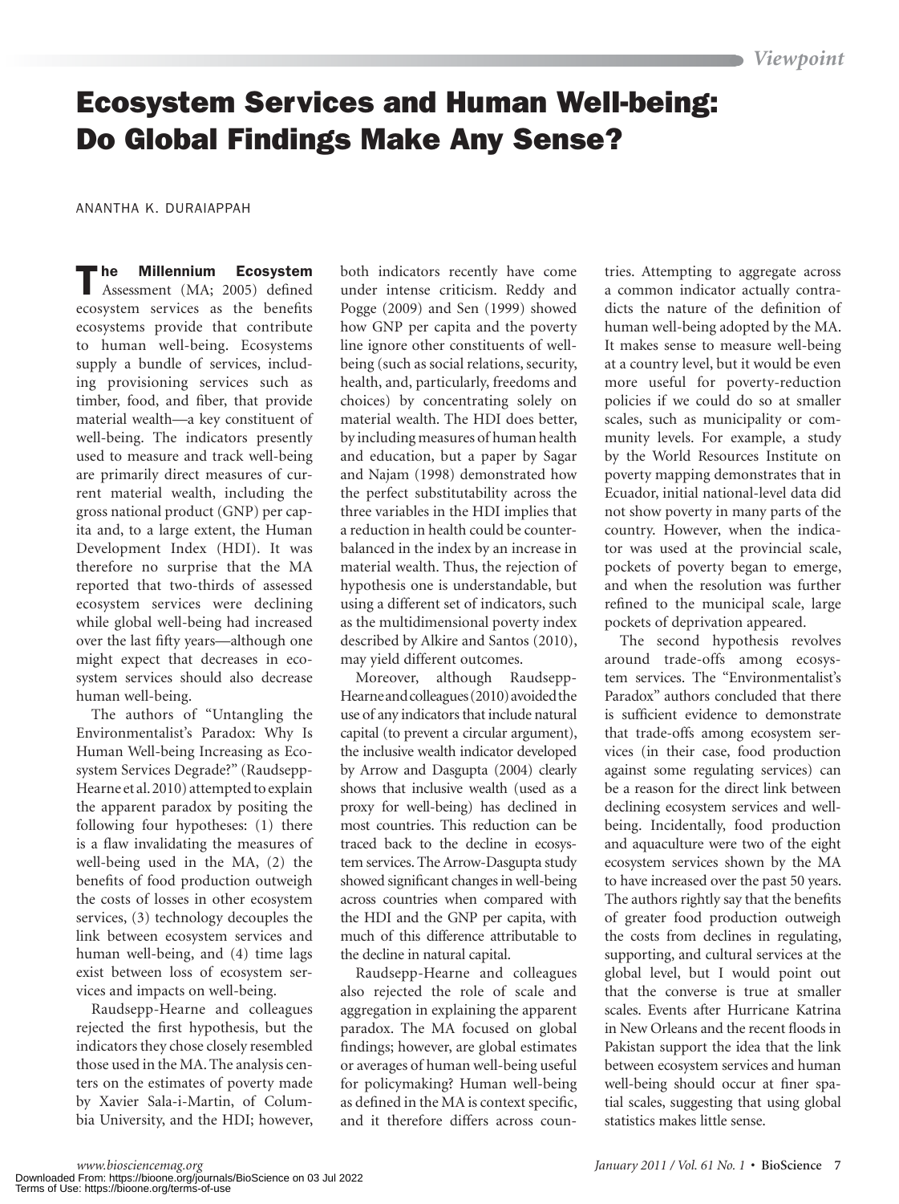# Ecosystem Services and Human Well-being: Do Global Findings Make Any Sense?

ANANTHA K. DURAIAPPAH

**The Millennium Ecosystem** Assessment (MA; 2005) defined ecosystem services as the benefits ecosystems provide that contribute to human well-being. Ecosystems supply a bundle of services, including provisioning services such as timber, food, and fiber, that provide material wealth—a key constituent of well-being. The indicators presently used to measure and track well-being are primarily direct measures of current material wealth, including the gross national product (GNP) per capita and, to a large extent, the Human Development Index (HDI). It was therefore no surprise that the MA reported that two-thirds of assessed ecosystem services were declining while global well-being had increased over the last fifty years—although one might expect that decreases in ecosystem services should also decrease human well-being.

The authors of "Untangling the Environmentalist's Paradox: Why Is Human Well-being Increasing as Ecosystem Services Degrade?" (Raudsepp-Hearne et al. 2010) attempted to explain the apparent paradox by positing the following four hypotheses: (1) there is a flaw invalidating the measures of well-being used in the MA, (2) the benefits of food production outweigh the costs of losses in other ecosystem services, (3) technology decouples the link between ecosystem services and human well-being, and (4) time lags exist between loss of ecosystem services and impacts on well-being.

Raudsepp-Hearne and colleagues rejected the first hypothesis, but the indicators they chose closely resembled those used in the MA. The analysis centers on the estimates of poverty made by Xavier Sala-i-Martin, of Columbia University, and the HDI; however, both indicators recently have come under intense criticism. Reddy and Pogge (2009) and Sen (1999) showed how GNP per capita and the poverty line ignore other constituents of well-being (such as social relations, security, health, and, particularly, freedoms and choices) by concentrating solely on material wealth. The HDI does better, by including measures of human health and education, but a paper by Sagar and Najam (1998) demonstrated how the perfect substitutability across the three variables in the HDI implies that a reduction in health could be counterbalanced in the index by an increase in material wealth. Thus, the rejection of hypothesis one is understandable, but using a different set of indicators, such as the multidimensional poverty index described by Alkire and Santos (2010), may yield different outcomes.

Moreover, although Raudsepp-Hearne and colleagues (2010) avoided the use of any indicators that include natural capital (to prevent a circular argument), the inclusive wealth indicator developed by Arrow and Dasgupta (2004) clearly shows that inclusive wealth (used as a proxy for well-being) has declined in most countries. This reduction can be traced back to the decline in ecosystem services. The Arrow-Dasgupta study showed significant changes in well-being across countries when compared with the HDI and the GNP per capita, with much of this difference attributable to the decline in natural capital.

Raudsepp-Hearne and colleagues also rejected the role of scale and aggregation in explaining the apparent paradox. The MA focused on global findings; however, are global estimates or averages of human well-being useful for policymaking? Human well-being as defined in the MA is context specific, and it therefore differs across countries. Attempting to aggregate across a common indicator actually contradicts the nature of the definition of human well-being adopted by the MA. It makes sense to measure well-being at a country level, but it would be even more useful for poverty-reduction policies if we could do so at smaller scales, such as municipality or community levels. For example, a study by the World Resources Institute on poverty mapping demonstrates that in Ecuador, initial national-level data did not show poverty in many parts of the country. However, when the indicator was used at the provincial scale, pockets of poverty began to emerge, and when the resolution was further refined to the municipal scale, large pockets of deprivation appeared.

The second hypothesis revolves around trade-offs among ecosystem services. The "Environmentalist's Paradox" authors concluded that there is sufficient evidence to demonstrate that trade-offs among ecosystem services (in their case, food production against some regulating services) can be a reason for the direct link between declining ecosystem services and well-being. Incidentally, food production and aquaculture were two of the eight ecosystem services shown by the MA to have increased over the past 50 years. The authors rightly say that the benefits of greater food production outweigh the costs from declines in regulating, supporting, and cultural services at the global level, but I would point out that the converse is true at smaller scales. Events after Hurricane Katrina in New Orleans and the recent floods in Pakistan support the idea that the link between ecosystem services and human well-being should occur at finer spatial scales, suggesting that using global statistics makes little sense.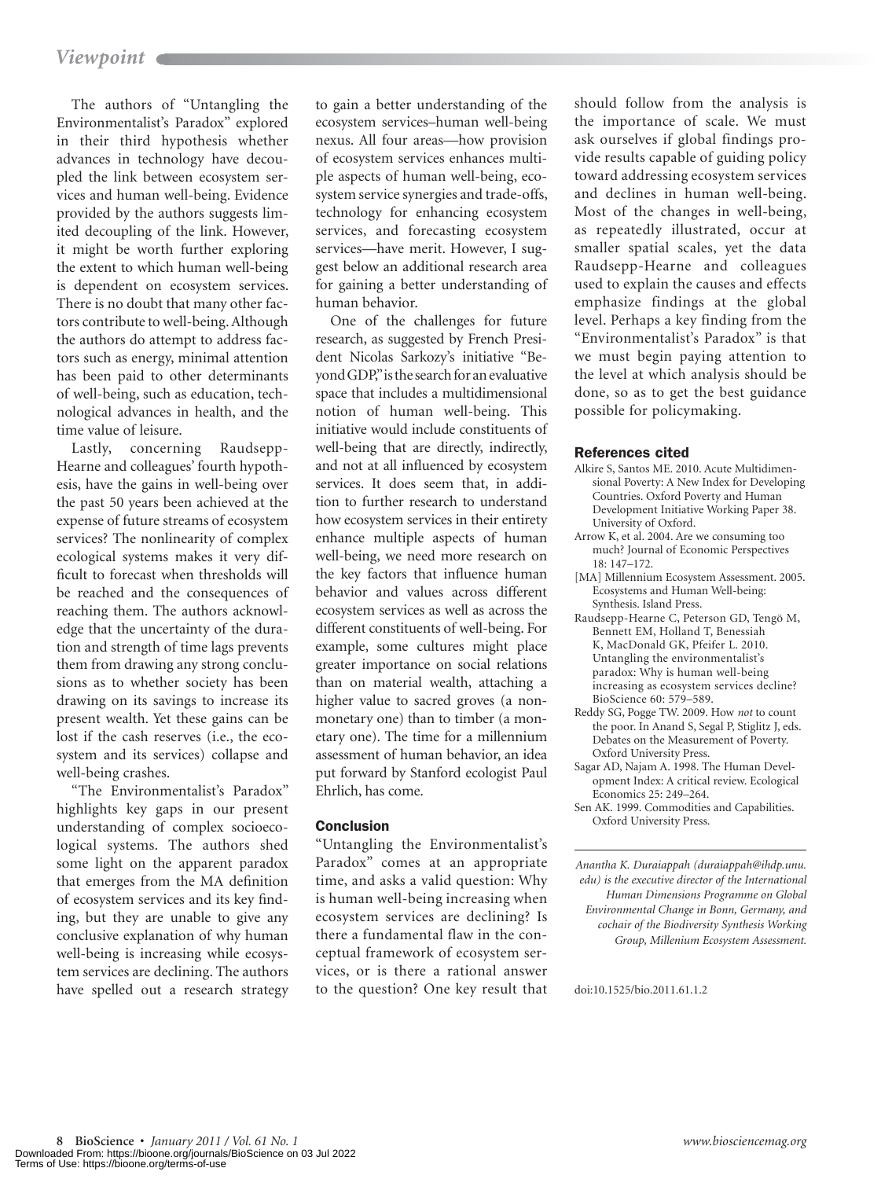The authors of "Untangling the Environmentalist's Paradox" explored in their third hypothesis whether advances in technology have decoupled the link between ecosystem services and human well-being. Evidence provided by the authors suggests limited decoupling of the link. However, it might be worth further exploring the extent to which human well-being is dependent on ecosystem services. There is no doubt that many other factors contribute to well-being. Although the authors do attempt to address factors such as energy, minimal attention has been paid to other determinants of well-being, such as education, technological advances in health, and the time value of leisure.

Lastly, concerning Raudsepp-Hearne and colleagues' fourth hypothesis, have the gains in well-being over the past 50 years been achieved at the expense of future streams of ecosystem services? The nonlinearity of complex ecological systems makes it very difficult to forecast when thresholds will be reached and the consequences of reaching them. The authors acknowledge that the uncertainty of the duration and strength of time lags prevents them from drawing any strong conclusions as to whether society has been drawing on its savings to increase its present wealth. Yet these gains can be lost if the cash reserves (i.e., the ecosystem and its services) collapse and well-being crashes.

"The Environmentalist's Paradox" highlights key gaps in our present understanding of complex socioecological systems. The authors shed some light on the apparent paradox that emerges from the MA definition of ecosystem services and its key finding, but they are unable to give any conclusive explanation of why human well-being is increasing while ecosystem services are declining. The authors have spelled out a research strategy to gain a better understanding of the ecosystem services–human well-being nexus. All four areas—how provision of ecosystem services enhances multiple aspects of human well-being, ecosystem service synergies and trade-offs, technology for enhancing ecosystem services, and forecasting ecosystem services—have merit. However, I suggest below an additional research area for gaining a better understanding of human behavior.

One of the challenges for future research, as suggested by French President Nicolas Sarkozy's initiative "Beyond GDP," is the search for an evaluative space that includes a multidimensional notion of human well-being. This initiative would include constituents of well-being that are directly, indirectly, and not at all influenced by ecosystem services. It does seem that, in addition to further research to understand how ecosystem services in their entirety enhance multiple aspects of human well-being, we need more research on the key factors that influence human behavior and values across different ecosystem services as well as across the different constituents of well-being. For example, some cultures might place greater importance on social relations than on material wealth, attaching a higher value to sacred groves (a nonmonetary one) than to timber (a monetary one). The time for a millennium assessment of human behavior, an idea put forward by Stanford ecologist Paul Ehrlich, has come.

## Conclusion

"Untangling the Environmentalist's Paradox" comes at an appropriate time, and asks a valid question: Why is human well-being increasing when ecosystem services are declining? Is there a fundamental flaw in the conceptual framework of ecosystem services, or is there a rational answer to the question? One key result that should follow from the analysis is the importance of scale. We must ask ourselves if global findings provide results capable of guiding policy toward addressing ecosystem services and declines in human well-being. Most of the changes in well-being, as repeatedly illustrated, occur at smaller spatial scales, yet the data Raudsepp-Hearne and colleagues used to explain the causes and effects emphasize findings at the global level. Perhaps a key finding from the "Environmentalist's Paradox" is that we must begin paying attention to the level at which analysis should be done, so as to get the best guidance possible for policymaking.

## References cited

Alkire S, Santos ME. 2010. Acute Multidimensional Poverty: A New Index for Developing Countries. Oxford Poverty and Human Development Initiative Working Paper 38. University of Oxford.

Arrow K, et al. 2004. Are we consuming too much? Journal of Economic Perspectives 18: 147–172.

[MA] Millennium Ecosystem Assessment. 2005. Ecosystems and Human Well-being: Synthesis. Island Press.

Raudsepp-Hearne C, Peterson GD, Tengö M, Bennett EM, Holland T, Benessiah K, MacDonald GK, Pfeifer L. 2010. Untangling the environmentalist's paradox: Why is human well-being increasing as ecosystem services decline? BioScience 60: 579–589.

Reddy SG, Pogge TW. 2009. How *not* to count the poor. In Anand S, Segal P, Stiglitz J, eds. Debates on the Measurement of Poverty. Oxford University Press.

Sagar AD, Najam A. 1998. The Human Development Index: A critical review. Ecological Economics 25: 249–264.

Sen AK. 1999. Commodities and Capabilities. Oxford University Press.

---

*Anantha K. Duraiappah (duraiappah@ihdp.unu.edu) is the executive director of the International Human Dimensions Programme on Global Environmental Change in Bonn, Germany, and cochair of the Biodiversity Synthesis Working Group, Millenium Ecosystem Assessment.*

doi:10.1525/bio.2011.61.1.2